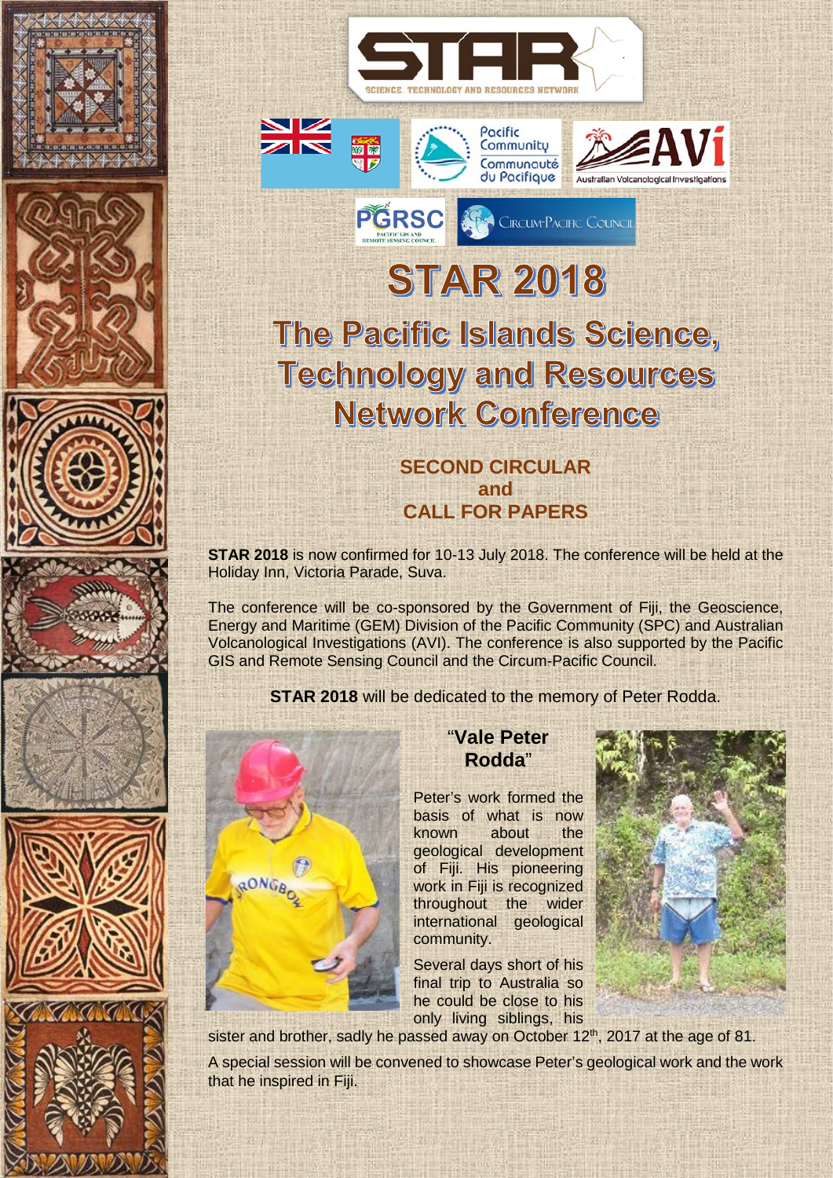# STAR 2018

## The Pacific Islands Science, Technology and Resources Network Conference

### SECOND CIRCULAR and CALL FOR PAPERS

**STAR 2018** is now confirmed for 10-13 July 2018. The conference will be held at the Holiday Inn, Victoria Parade, Suva.

The conference will be co-sponsored by the Government of Fiji, the Geoscience, Energy and Maritime (GEM) Division of the Pacific Community (SPC) and Australian Volcanological Investigations (AVI). The conference is also supported by the Pacific GIS and Remote Sensing Council and the Circum-Pacific Council.

**STAR 2018** will be dedicated to the memory of Peter Rodda.

### "Vale Peter Rodda"

Peter's work formed the basis of what is now known about the geological development of Fiji. His pioneering work in Fiji is recognized throughout the wider international geological community.

Several days short of his final trip to Australia so he could be close to his only living siblings, his sister and brother, sadly he passed away on October 12th, 2017 at the age of 81.

A special session will be convened to showcase Peter's geological work and the work that he inspired in Fiji.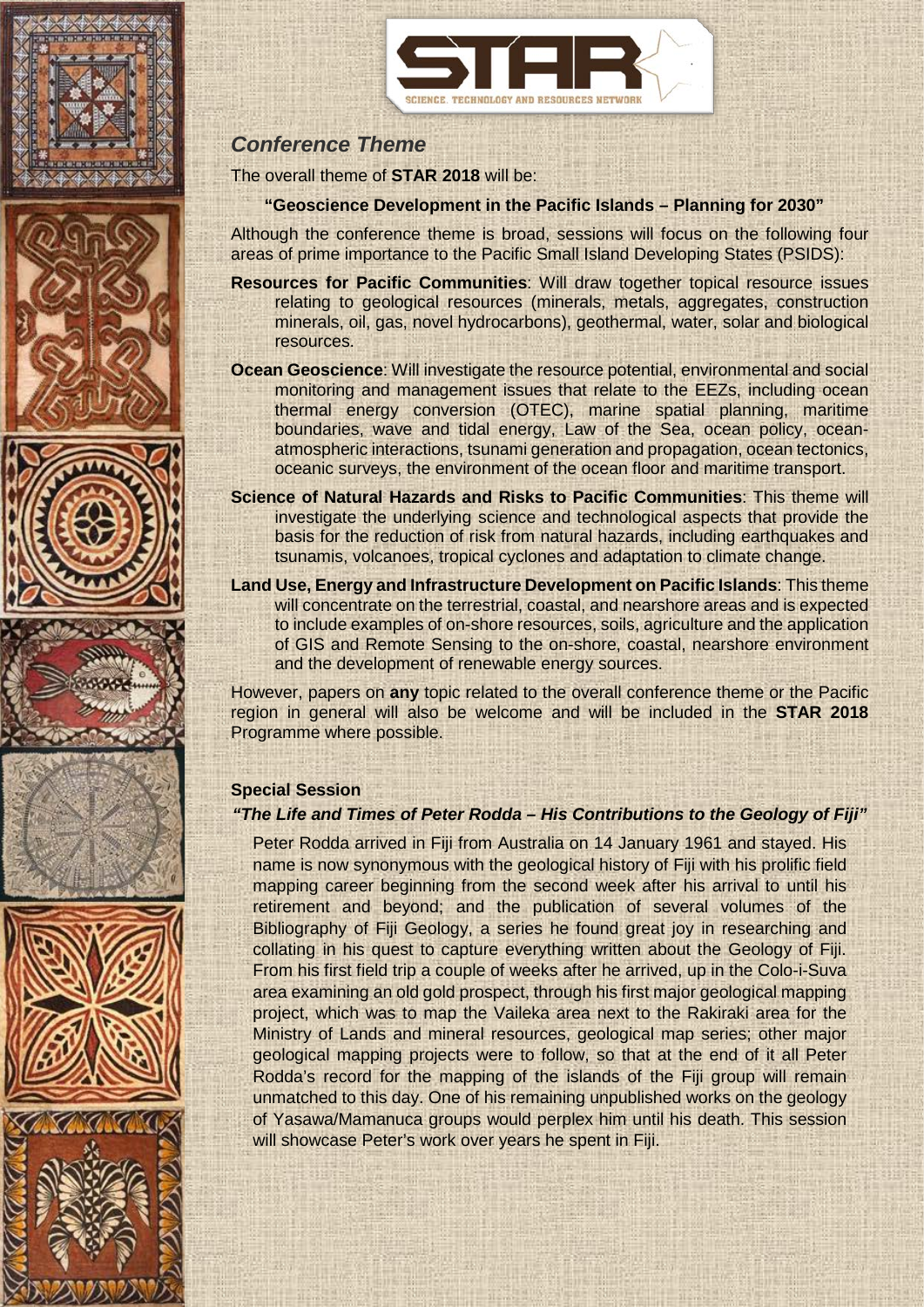## *Conference Theme*

The overall theme of **STAR 2018** will be:

**"Geoscience Development in the Pacific Islands – Planning for 2030"**

Although the conference theme is broad, sessions will focus on the following four areas of prime importance to the Pacific Small Island Developing States (PSIDS):

**Resources for Pacific Communities**: Will draw together topical resource issues relating to geological resources (minerals, metals, aggregates, construction minerals, oil, gas, novel hydrocarbons), geothermal, water, solar and biological resources.

**Ocean Geoscience**: Will investigate the resource potential, environmental and social monitoring and management issues that relate to the EEZs, including ocean thermal energy conversion (OTEC), marine spatial planning, maritime boundaries, wave and tidal energy, Law of the Sea, ocean policy, ocean-atmospheric interactions, tsunami generation and propagation, ocean tectonics, oceanic surveys, the environment of the ocean floor and maritime transport.

**Science of Natural Hazards and Risks to Pacific Communities**: This theme will investigate the underlying science and technological aspects that provide the basis for the reduction of risk from natural hazards, including earthquakes and tsunamis, volcanoes, tropical cyclones and adaptation to climate change.

**Land Use, Energy and Infrastructure Development on Pacific Islands**: This theme will concentrate on the terrestrial, coastal, and nearshore areas and is expected to include examples of on-shore resources, soils, agriculture and the application of GIS and Remote Sensing to the on-shore, coastal, nearshore environment and the development of renewable energy sources.

However, papers on **any** topic related to the overall conference theme or the Pacific region in general will also be welcome and will be included in the **STAR 2018** Programme where possible.

### Special Session

***"The Life and Times of Peter Rodda – His Contributions to the Geology of Fiji"***

Peter Rodda arrived in Fiji from Australia on 14 January 1961 and stayed. His name is now synonymous with the geological history of Fiji with his prolific field mapping career beginning from the second week after his arrival to until his retirement and beyond; and the publication of several volumes of the Bibliography of Fiji Geology, a series he found great joy in researching and collating in his quest to capture everything written about the Geology of Fiji. From his first field trip a couple of weeks after he arrived, up in the Colo-i-Suva area examining an old gold prospect, through his first major geological mapping project, which was to map the Vaileka area next to the Rakiraki area for the Ministry of Lands and mineral resources, geological map series; other major geological mapping projects were to follow, so that at the end of it all Peter Rodda's record for the mapping of the islands of the Fiji group will remain unmatched to this day. One of his remaining unpublished works on the geology of Yasawa/Mamanuca groups would perplex him until his death. This session will showcase Peter's work over years he spent in Fiji.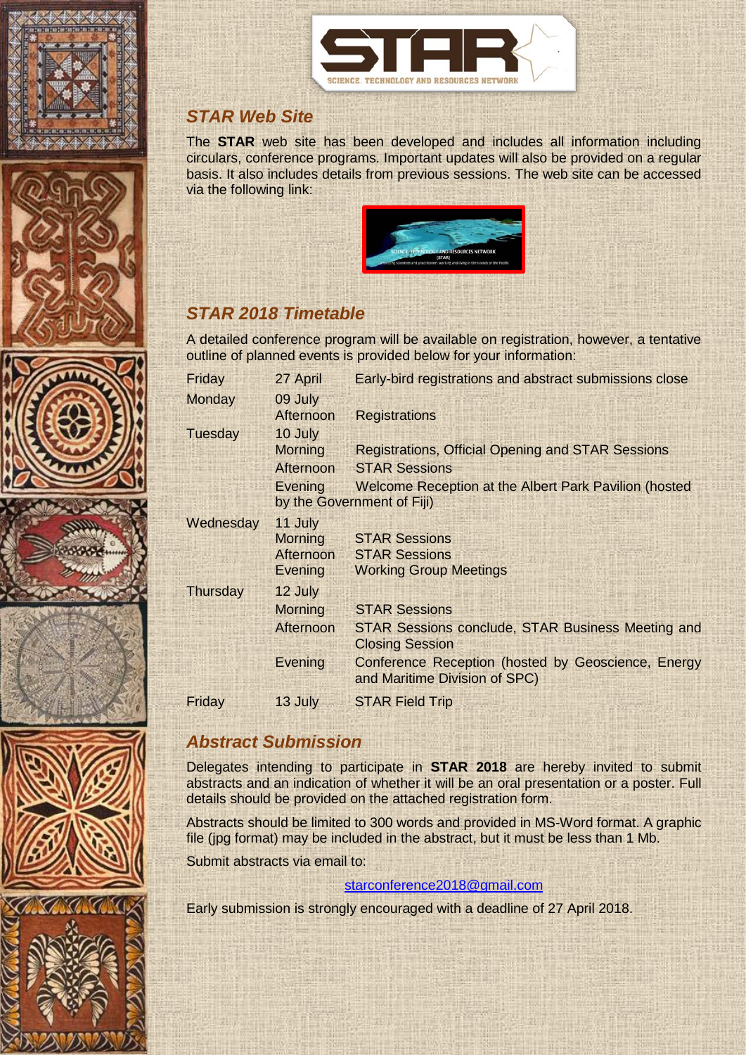## STAR Web Site

The **STAR** web site has been developed and includes all information including circulars, conference programs. Important updates will also be provided on a regular basis. It also includes details from previous sessions. The web site can be accessed via the following link:

## STAR 2018 Timetable

A detailed conference program will be available on registration, however, a tentative outline of planned events is provided below for your information:

| | | |
|---|---|---|
| Friday | 27 April | Early-bird registrations and abstract submissions close |
| Monday | 09 July | |
| | Afternoon | Registrations |
| Tuesday | 10 July | |
| | Morning | Registrations, Official Opening and STAR Sessions |
| | Afternoon | STAR Sessions |
| | Evening | Welcome Reception at the Albert Park Pavilion (hosted by the Government of Fiji) |
| Wednesday | 11 July | |
| | Morning | STAR Sessions |
| | Afternoon | STAR Sessions |
| | Evening | Working Group Meetings |
| Thursday | 12 July | |
| | Morning | STAR Sessions |
| | Afternoon | STAR Sessions conclude, STAR Business Meeting and Closing Session |
| | Evening | Conference Reception (hosted by Geoscience, Energy and Maritime Division of SPC) |
| Friday | 13 July | STAR Field Trip |

## Abstract Submission

Delegates intending to participate in **STAR 2018** are hereby invited to submit abstracts and an indication of whether it will be an oral presentation or a poster. Full details should be provided on the attached registration form.

Abstracts should be limited to 300 words and provided in MS-Word format. A graphic file (jpg format) may be included in the abstract, but it must be less than 1 Mb.

Submit abstracts via email to:

starconference2018@gmail.com

Early submission is strongly encouraged with a deadline of 27 April 2018.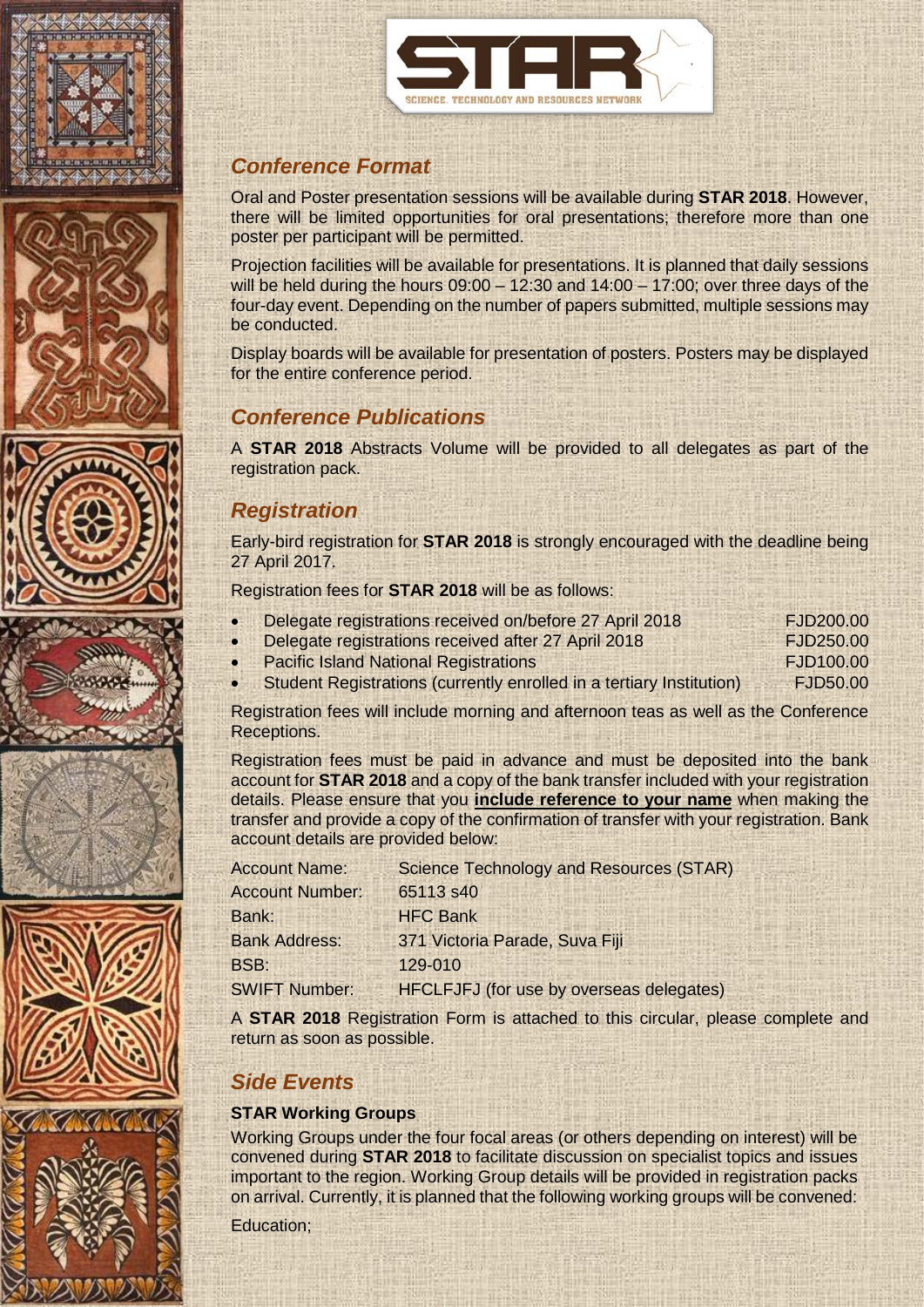## *Conference Format*

Oral and Poster presentation sessions will be available during **STAR 2018**. However, there will be limited opportunities for oral presentations; therefore more than one poster per participant will be permitted.

Projection facilities will be available for presentations. It is planned that daily sessions will be held during the hours 09:00 – 12:30 and 14:00 – 17:00; over three days of the four-day event. Depending on the number of papers submitted, multiple sessions may be conducted.

Display boards will be available for presentation of posters. Posters may be displayed for the entire conference period.

## *Conference Publications*

A **STAR 2018** Abstracts Volume will be provided to all delegates as part of the registration pack.

## *Registration*

Early-bird registration for **STAR 2018** is strongly encouraged with the deadline being 27 April 2017.

Registration fees for **STAR 2018** will be as follows:

- Delegate registrations received on/before 27 April 2018 — FJD200.00
- Delegate registrations received after 27 April 2018 — FJD250.00
- Pacific Island National Registrations — FJD100.00
- Student Registrations (currently enrolled in a tertiary Institution) — FJD50.00

Registration fees will include morning and afternoon teas as well as the Conference Receptions.

Registration fees must be paid in advance and must be deposited into the bank account for **STAR 2018** and a copy of the bank transfer included with your registration details. Please ensure that you **include reference to your name** when making the transfer and provide a copy of the confirmation of transfer with your registration. Bank account details are provided below:

| | |
|---|---|
| Account Name: | Science Technology and Resources (STAR) |
| Account Number: | 65113 s40 |
| Bank: | HFC Bank |
| Bank Address: | 371 Victoria Parade, Suva Fiji |
| BSB: | 129-010 |
| SWIFT Number: | HFCLFJFJ (for use by overseas delegates) |

A **STAR 2018** Registration Form is attached to this circular, please complete and return as soon as possible.

## *Side Events*

**STAR Working Groups**

Working Groups under the four focal areas (or others depending on interest) will be convened during **STAR 2018** to facilitate discussion on specialist topics and issues important to the region. Working Group details will be provided in registration packs on arrival. Currently, it is planned that the following working groups will be convened:

Education;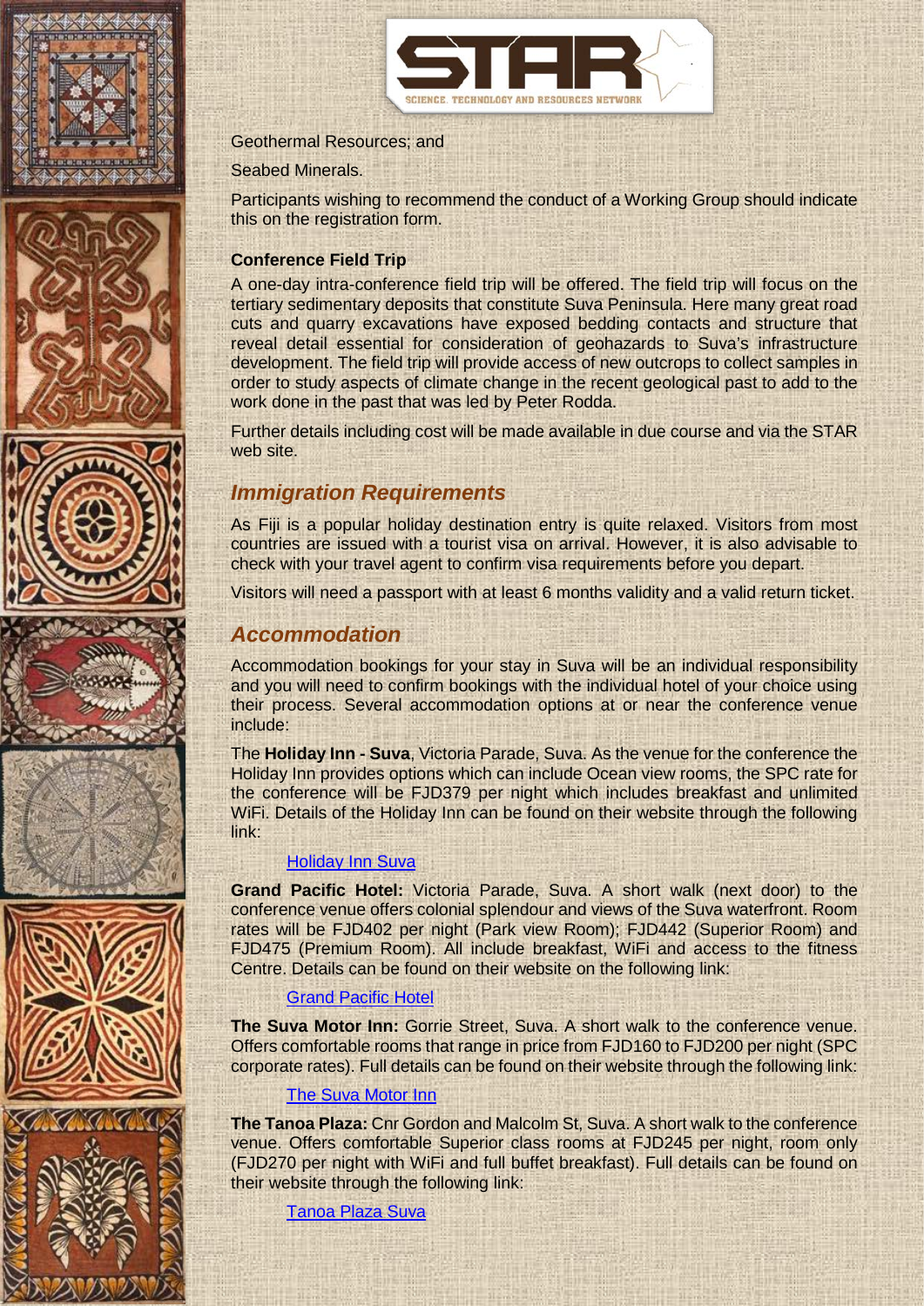Geothermal Resources; and

Seabed Minerals.

Participants wishing to recommend the conduct of a Working Group should indicate this on the registration form.

**Conference Field Trip**

A one-day intra-conference field trip will be offered. The field trip will focus on the tertiary sedimentary deposits that constitute Suva Peninsula. Here many great road cuts and quarry excavations have exposed bedding contacts and structure that reveal detail essential for consideration of geohazards to Suva's infrastructure development. The field trip will provide access of new outcrops to collect samples in order to study aspects of climate change in the recent geological past to add to the work done in the past that was led by Peter Rodda.

Further details including cost will be made available in due course and via the STAR web site.

## *Immigration Requirements*

As Fiji is a popular holiday destination entry is quite relaxed. Visitors from most countries are issued with a tourist visa on arrival. However, it is also advisable to check with your travel agent to confirm visa requirements before you depart.

Visitors will need a passport with at least 6 months validity and a valid return ticket.

## *Accommodation*

Accommodation bookings for your stay in Suva will be an individual responsibility and you will need to confirm bookings with the individual hotel of your choice using their process. Several accommodation options at or near the conference venue include:

The **Holiday Inn - Suva**, Victoria Parade, Suva. As the venue for the conference the Holiday Inn provides options which can include Ocean view rooms, the SPC rate for the conference will be FJD379 per night which includes breakfast and unlimited WiFi. Details of the Holiday Inn can be found on their website through the following link:

Holiday Inn Suva

**Grand Pacific Hotel:** Victoria Parade, Suva. A short walk (next door) to the conference venue offers colonial splendour and views of the Suva waterfront. Room rates will be FJD402 per night (Park view Room); FJD442 (Superior Room) and FJD475 (Premium Room). All include breakfast, WiFi and access to the fitness Centre. Details can be found on their website on the following link:

Grand Pacific Hotel

**The Suva Motor Inn:** Gorrie Street, Suva. A short walk to the conference venue. Offers comfortable rooms that range in price from FJD160 to FJD200 per night (SPC corporate rates). Full details can be found on their website through the following link:

The Suva Motor Inn

**The Tanoa Plaza:** Cnr Gordon and Malcolm St, Suva. A short walk to the conference venue. Offers comfortable Superior class rooms at FJD245 per night, room only (FJD270 per night with WiFi and full buffet breakfast). Full details can be found on their website through the following link:

Tanoa Plaza Suva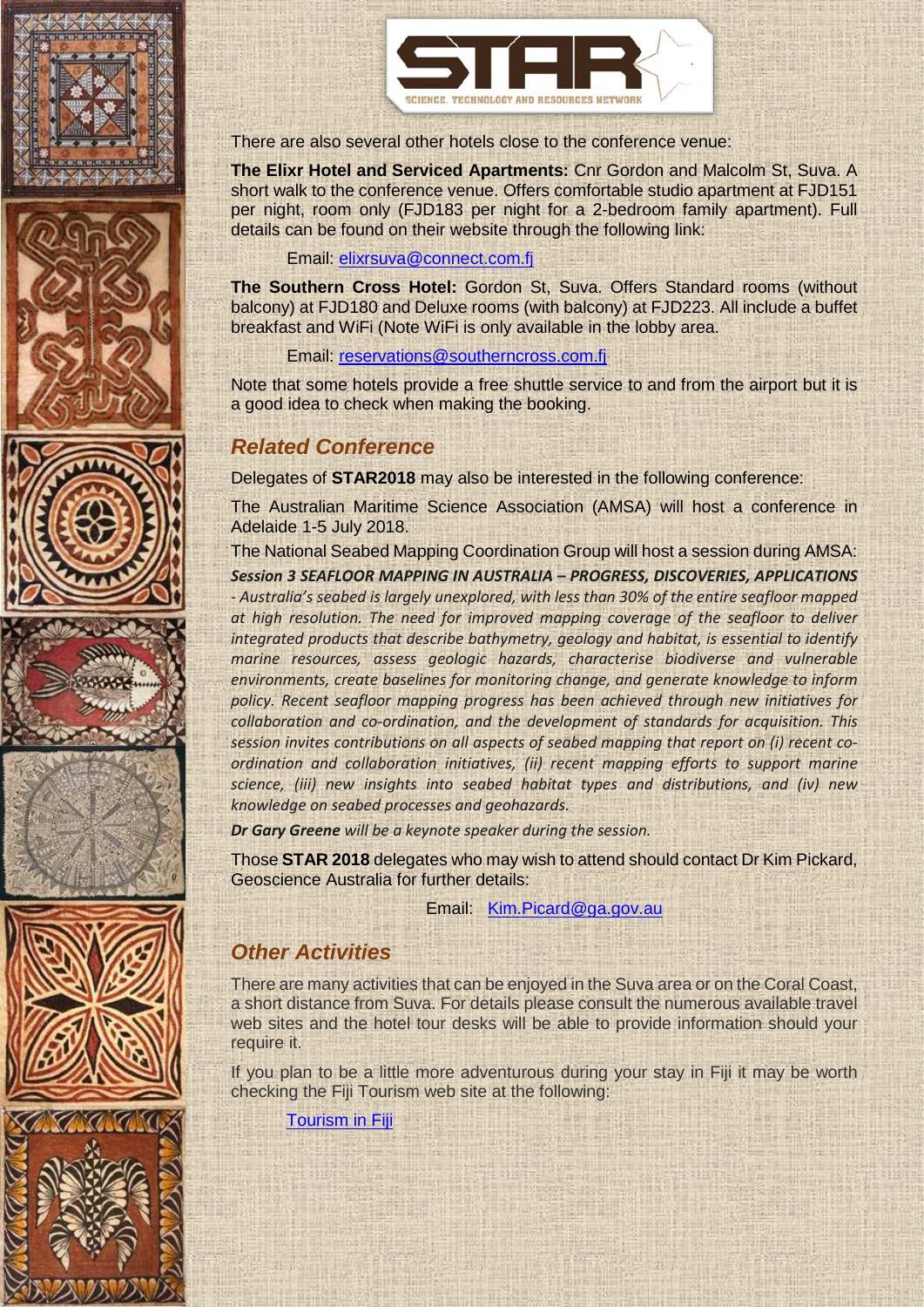There are also several other hotels close to the conference venue:

**The Elixr Hotel and Serviced Apartments:** Cnr Gordon and Malcolm St, Suva. A short walk to the conference venue. Offers comfortable studio apartment at FJD151 per night, room only (FJD183 per night for a 2-bedroom family apartment). Full details can be found on their website through the following link:

Email: elixrsuva@connect.com.fj

**The Southern Cross Hotel:** Gordon St, Suva. Offers Standard rooms (without balcony) at FJD180 and Deluxe rooms (with balcony) at FJD223. All include a buffet breakfast and WiFi (Note WiFi is only available in the lobby area.

Email: reservations@southerncross.com.fj

Note that some hotels provide a free shuttle service to and from the airport but it is a good idea to check when making the booking.

## *Related Conference*

Delegates of **STAR2018** may also be interested in the following conference:

The Australian Maritime Science Association (AMSA) will host a conference in Adelaide 1-5 July 2018.

The National Seabed Mapping Coordination Group will host a session during AMSA:

***Session 3 SEAFLOOR MAPPING IN AUSTRALIA – PROGRESS, DISCOVERIES, APPLICATIONS***

*- Australia's seabed is largely unexplored, with less than 30% of the entire seafloor mapped at high resolution. The need for improved mapping coverage of the seafloor to deliver integrated products that describe bathymetry, geology and habitat, is essential to identify marine resources, assess geologic hazards, characterise biodiverse and vulnerable environments, create baselines for monitoring change, and generate knowledge to inform policy. Recent seafloor mapping progress has been achieved through new initiatives for collaboration and co-ordination, and the development of standards for acquisition. This session invites contributions on all aspects of seabed mapping that report on (i) recent co-ordination and collaboration initiatives, (ii) recent mapping efforts to support marine science, (iii) new insights into seabed habitat types and distributions, and (iv) new knowledge on seabed processes and geohazards.*

***Dr Gary Greene** will be a keynote speaker during the session.*

Those **STAR 2018** delegates who may wish to attend should contact Dr Kim Pickard, Geoscience Australia for further details:

Email: Kim.Picard@ga.gov.au

## *Other Activities*

There are many activities that can be enjoyed in the Suva area or on the Coral Coast, a short distance from Suva. For details please consult the numerous available travel web sites and the hotel tour desks will be able to provide information should your require it.

If you plan to be a little more adventurous during your stay in Fiji it may be worth checking the Fiji Tourism web site at the following:

Tourism in Fiji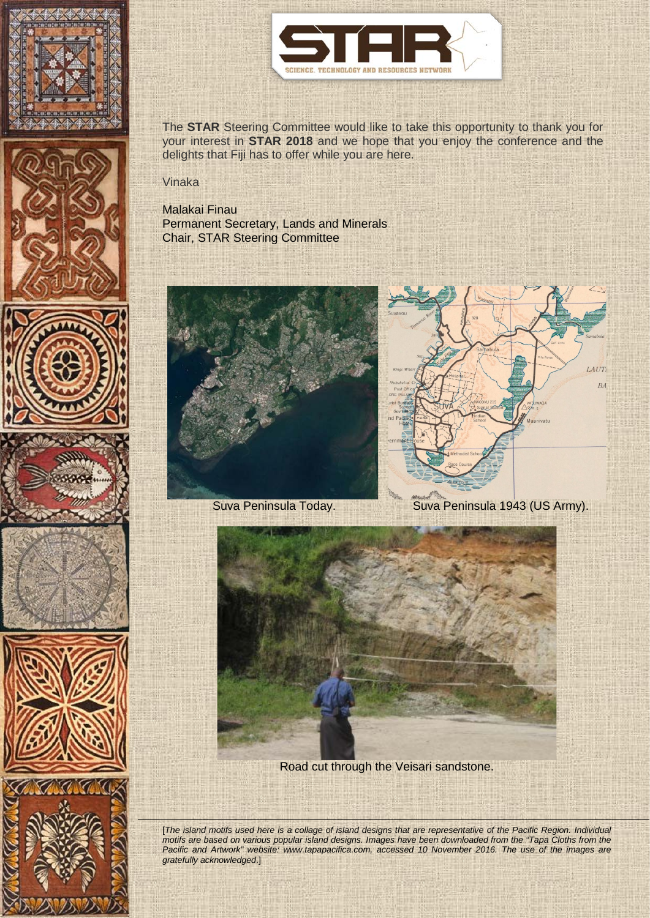The **STAR** Steering Committee would like to take this opportunity to thank you for your interest in **STAR 2018** and we hope that you enjoy the conference and the delights that Fiji has to offer while you are here.

Vinaka

Malakai Finau
Permanent Secretary, Lands and Minerals
Chair, STAR Steering Committee

Suva Peninsula Today.

Suva Peninsula 1943 (US Army).

Road cut through the Veisari sandstone.

[*The island motifs used here is a collage of island designs that are representative of the Pacific Region. Individual motifs are based on various popular island designs. Images have been downloaded from the "Tapa Cloths from the Pacific and Artwork" website: www.tapapacifica.com, accessed 10 November 2016. The use of the images are gratefully acknowledged.*]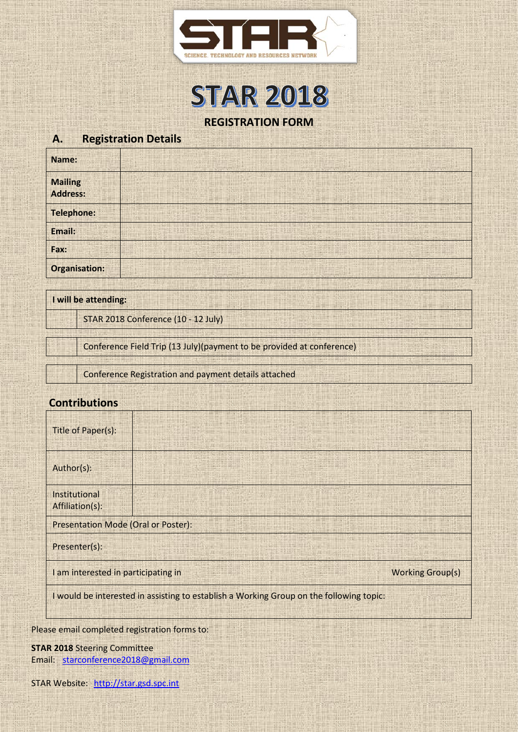STAR

SCIENCE, TECHNOLOGY AND RESOURCES NETWORK

# STAR 2018

## REGISTRATION FORM

### A. Registration Details

| | |
|---|---|
| **Name:** | |
| **Mailing Address:** | |
| **Telephone:** | |
| **Email:** | |
| **Fax:** | |
| **Organisation:** | |

| | |
|---|---|
| **I will be attending:** | |
| | STAR 2018 Conference (10 - 12 July) |
| | Conference Field Trip (13 July)(payment to be provided at conference) |
| | Conference Registration and payment details attached |

### Contributions

| | |
|---|---|
| Title of Paper(s): | |
| Author(s): | |
| Institutional Affiliation(s): | |
| Presentation Mode (Oral or Poster): | |
| Presenter(s): | |
| I am interested in participating in | Working Group(s) |
| I would be interested in assisting to establish a Working Group on the following topic: | |

Please email completed registration forms to:

**STAR 2018** Steering Committee
Email: starconference2018@gmail.com

STAR Website: http://star.gsd.spc.int